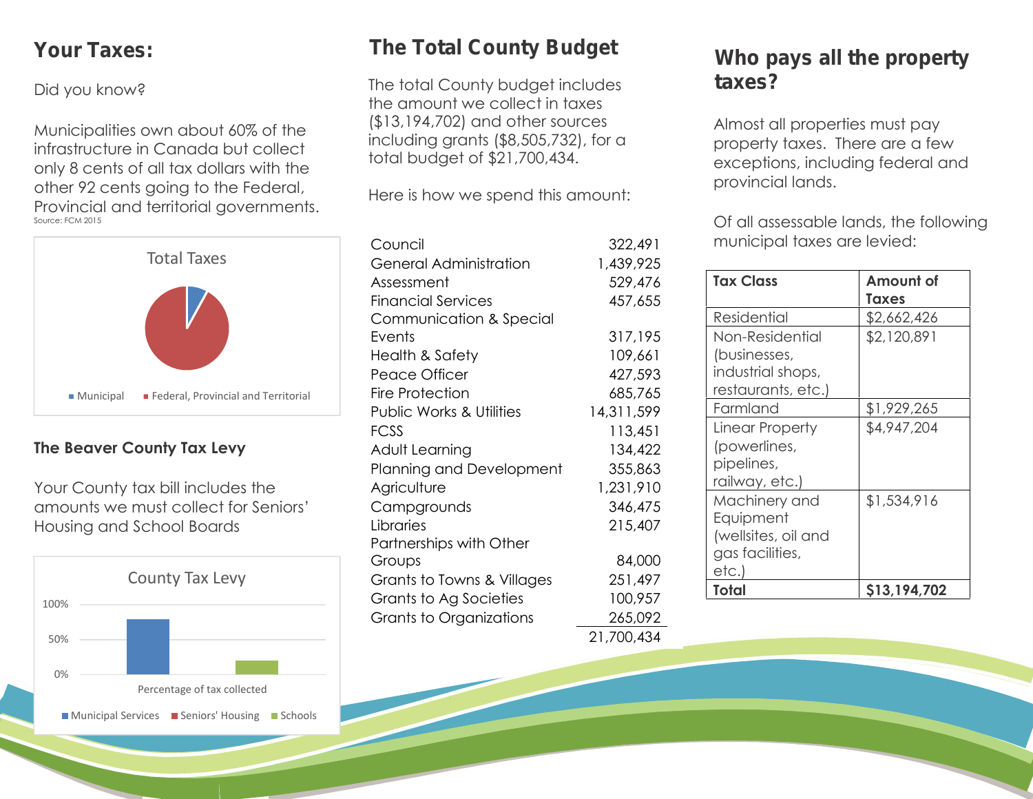## Your Taxes:

Did you know?

Municipalities own about 60% of the infrastructure in Canada but collect only 8 cents of all tax dollars with the other 92 cents going to the Federal, Provincial and territorial governments.
Source: FCM 2015

Total Taxes

Municipal | Federal, Provincial and Territorial

### The Beaver County Tax Levy

Your County tax bill includes the amounts we must collect for Seniors' Housing and School Boards

County Tax Levy

Percentage of tax collected

Municipal Services | Seniors' Housing | Schools

## The Total County Budget

The total County budget includes the amount we collect in taxes ($13,194,702) and other sources including grants ($8,505,732), for a total budget of $21,700,434.

Here is how we spend this amount:

| | |
|---|---|
| Council | 322,491 |
| General Administration | 1,439,925 |
| Assessment | 529,476 |
| Financial Services | 457,655 |
| Communication & Special Events | 317,195 |
| Health & Safety | 109,661 |
| Peace Officer | 427,593 |
| Fire Protection | 685,765 |
| Public Works & Utilities | 14,311,599 |
| FCSS | 113,451 |
| Adult Learning | 134,422 |
| Planning and Development | 355,863 |
| Agriculture | 1,231,910 |
| Campgrounds | 346,475 |
| Libraries | 215,407 |
| Partnerships with Other Groups | 84,000 |
| Grants to Towns & Villages | 251,497 |
| Grants to Ag Societies | 100,957 |
| Grants to Organizations | 265,092 |
| | 21,700,434 |

## Who pays all the property taxes?

Almost all properties must pay property taxes. There are a few exceptions, including federal and provincial lands.

Of all assessable lands, the following municipal taxes are levied:

| Tax Class | Amount of Taxes |
|---|---|
| Residential | $2,662,426 |
| Non-Residential (businesses, industrial shops, restaurants, etc.) | $2,120,891 |
| Farmland | $1,929,265 |
| Linear Property (powerlines, pipelines, railway, etc.) | $4,947,204 |
| Machinery and Equipment (wellsites, oil and gas facilities, etc.) | $1,534,916 |
| **Total** | **$13,194,702** |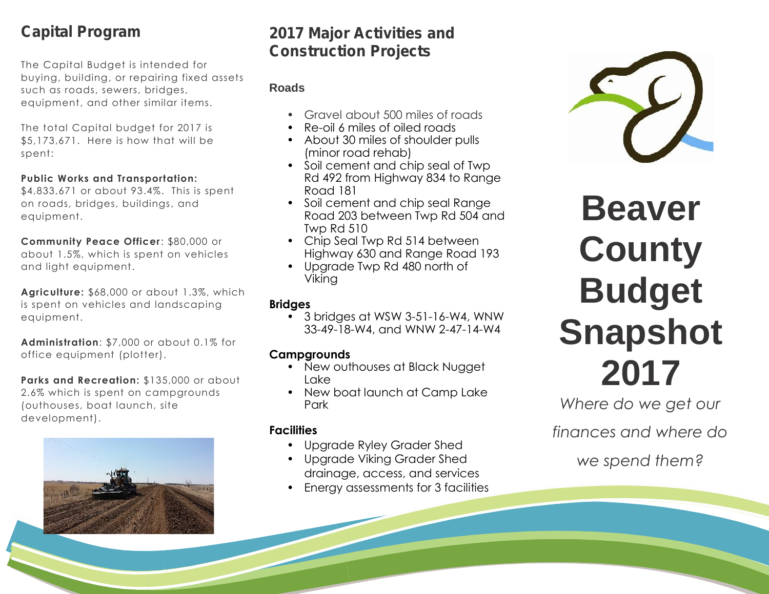## Capital Program

The Capital Budget is intended for buying, building, or repairing fixed assets such as roads, sewers, bridges, equipment, and other similar items.

The total Capital budget for 2017 is $5,173,671. Here is how that will be spent:

**Public Works and Transportation:** $4,833,671 or about 93.4%. This is spent on roads, bridges, buildings, and equipment.

**Community Peace Officer**: $80,000 or about 1.5%, which is spent on vehicles and light equipment.

**Agriculture:** $68,000 or about 1.3%, which is spent on vehicles and landscaping equipment.

**Administration**: $7,000 or about 0.1% for office equipment (plotter).

**Parks and Recreation:** $135,000 or about 2.6% which is spent on campgrounds (outhouses, boat launch, site development).

## 2017 Major Activities and Construction Projects

### Roads

- Gravel about 500 miles of roads
- Re-oil 6 miles of oiled roads
- About 30 miles of shoulder pulls (minor road rehab)
- Soil cement and chip seal of Twp Rd 492 from Highway 834 to Range Road 181
- Soil cement and chip seal Range Road 203 between Twp Rd 504 and Twp Rd 510
- Chip Seal Twp Rd 514 between Highway 630 and Range Road 193
- Upgrade Twp Rd 480 north of Viking

### Bridges

- 3 bridges at WSW 3-51-16-W4, WNW 33-49-18-W4, and WNW 2-47-14-W4

### Campgrounds

- New outhouses at Black Nugget Lake
- New boat launch at Camp Lake Park

### Facilities

- Upgrade Ryley Grader Shed
- Upgrade Viking Grader Shed drainage, access, and services
- Energy assessments for 3 facilities

# Beaver County Budget Snapshot 2017

*Where do we get our finances and where do we spend them?*